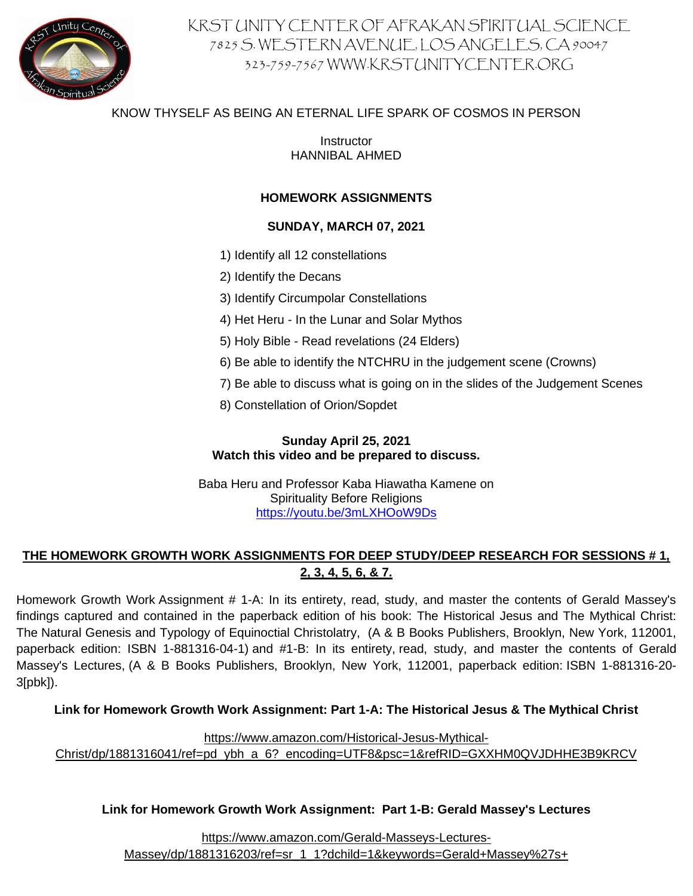# KRST UNITY CENTER OF AFRAKAN SPIRITUAL SCIENCE

7825 S. WESTERN AVENUE, LOS ANGELES, CA 90047
323-759-7567 WWW.KRSTUNITYCENTER.ORG

KNOW THYSELF AS BEING AN ETERNAL LIFE SPARK OF COSMOS IN PERSON

Instructor
HANNIBAL AHMED

## HOMEWORK ASSIGNMENTS

### SUNDAY, MARCH 07, 2021

1) Identify all 12 constellations
2) Identify the Decans
3) Identify Circumpolar Constellations
4) Het Heru - In the Lunar and Solar Mythos
5) Holy Bible - Read revelations (24 Elders)
6) Be able to identify the NTCHRU in the judgement scene (Crowns)
7) Be able to discuss what is going on in the slides of the Judgement Scenes
8) Constellation of Orion/Sopdet

**Sunday April 25, 2021**
**Watch this video and be prepared to discuss.**

Baba Heru and Professor Kaba Hiawatha Kamene on
Spirituality Before Religions
https://youtu.be/3mLXHOoW9Ds

**THE HOMEWORK GROWTH WORK ASSIGNMENTS FOR DEEP STUDY/DEEP RESEARCH FOR SESSIONS # 1, 2, 3, 4, 5, 6, & 7.**

Homework Growth Work Assignment # 1-A: In its entirety, read, study, and master the contents of Gerald Massey's findings captured and contained in the paperback edition of his book: The Historical Jesus and The Mythical Christ: The Natural Genesis and Typology of Equinoctial Christolatry, (A & B Books Publishers, Brooklyn, New York, 112001, paperback edition: ISBN 1-881316-04-1) and #1-B: In its entirety, read, study, and master the contents of Gerald Massey's Lectures, (A & B Books Publishers, Brooklyn, New York, 112001, paperback edition: ISBN 1-881316-20-3[pbk]).

**Link for Homework Growth Work Assignment: Part 1-A: The Historical Jesus & The Mythical Christ**

https://www.amazon.com/Historical-Jesus-Mythical-Christ/dp/1881316041/ref=pd_ybh_a_6?_encoding=UTF8&psc=1&refRID=GXXHM0QVJDHHE3B9KRCV

**Link for Homework Growth Work Assignment: Part 1-B: Gerald Massey's Lectures**

https://www.amazon.com/Gerald-Masseys-Lectures-Massey/dp/1881316203/ref=sr_1_1?dchild=1&keywords=Gerald+Massey%27s+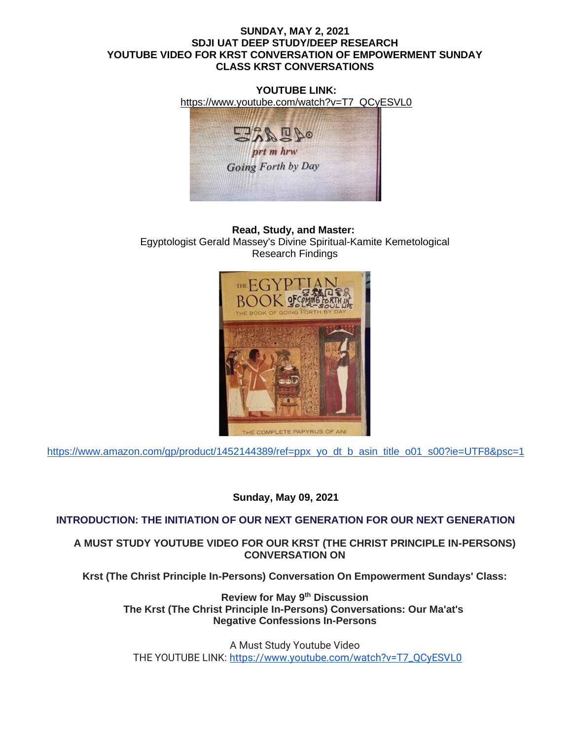**SUNDAY, MAY 2, 2021**
**SDJI UAT DEEP STUDY/DEEP RESEARCH**
**YOUTUBE VIDEO FOR KRST CONVERSATION OF EMPOWERMENT SUNDAY CLASS KRST CONVERSATIONS**

**YOUTUBE LINK:**
https://www.youtube.com/watch?v=T7_QCyESVL0

**Read, Study, and Master:**
Egyptologist Gerald Massey's Divine Spiritual-Kamite Kemetological Research Findings

https://www.amazon.com/gp/product/1452144389/ref=ppx_yo_dt_b_asin_title_o01_s00?ie=UTF8&psc=1

**Sunday, May 09, 2021**

**INTRODUCTION: THE INITIATION OF OUR NEXT GENERATION FOR OUR NEXT GENERATION**

**A MUST STUDY YOUTUBE VIDEO FOR OUR KRST (THE CHRIST PRINCIPLE IN-PERSONS) CONVERSATION ON**

**Krst (The Christ Principle In-Persons) Conversation On Empowerment Sundays' Class:**

**Review for May 9th Discussion**
**The Krst (The Christ Principle In-Persons) Conversations: Our Ma'at's Negative Confessions In-Persons**

A Must Study Youtube Video
THE YOUTUBE LINK: https://www.youtube.com/watch?v=T7_QCyESVL0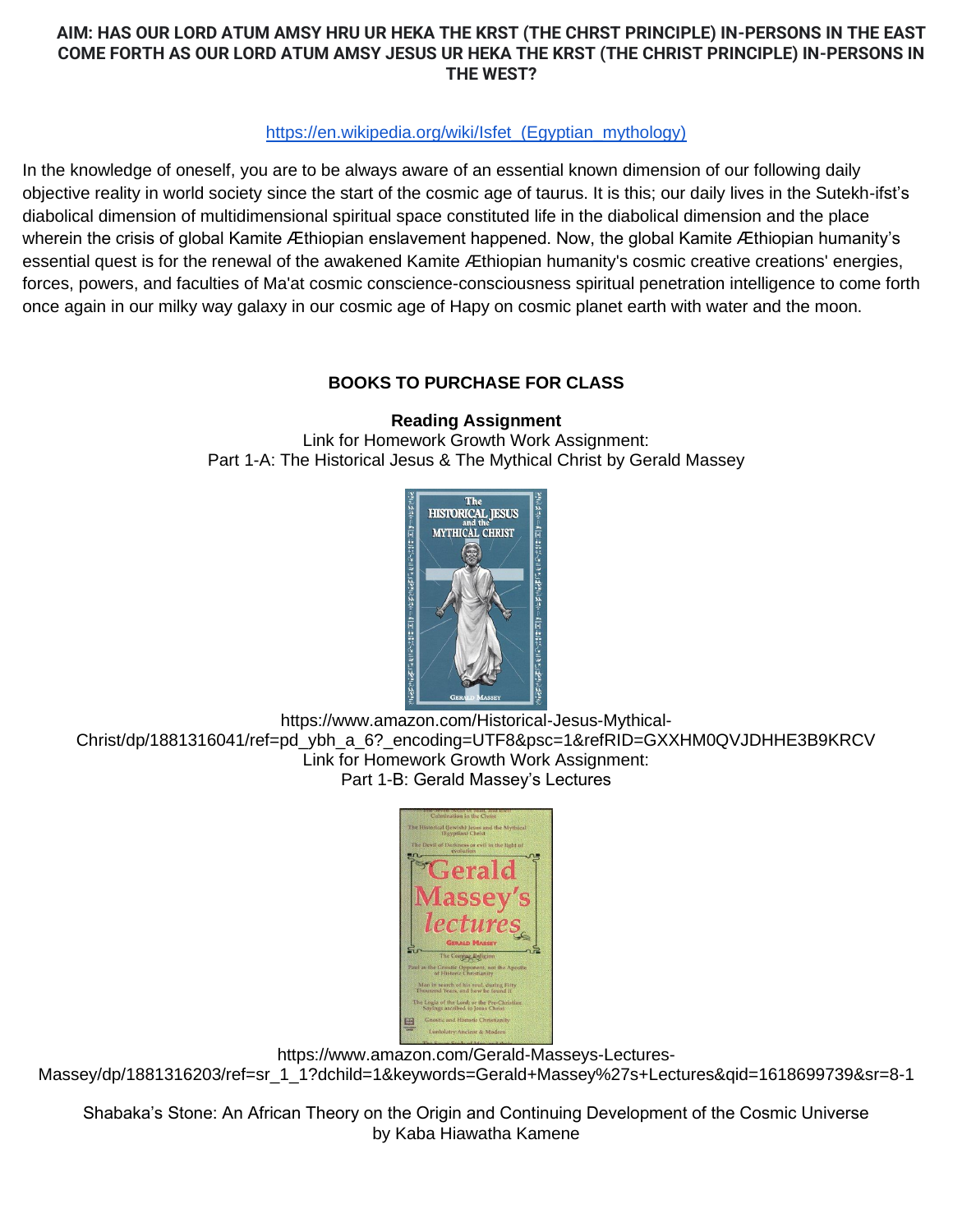**AIM: HAS OUR LORD ATUM AMSY HRU UR HEKA THE KRST (THE CHRST PRINCIPLE) IN-PERSONS IN THE EAST COME FORTH AS OUR LORD ATUM AMSY JESUS UR HEKA THE KRST (THE CHRIST PRINCIPLE) IN-PERSONS IN THE WEST?**

https://en.wikipedia.org/wiki/Isfet_(Egyptian_mythology)

In the knowledge of oneself, you are to be always aware of an essential known dimension of our following daily objective reality in world society since the start of the cosmic age of taurus. It is this; our daily lives in the Sutekh-ifst's diabolical dimension of multidimensional spiritual space constituted life in the diabolical dimension and the place wherein the crisis of global Kamite Æthiopian enslavement happened. Now, the global Kamite Æthiopian humanity's essential quest is for the renewal of the awakened Kamite Æthiopian humanity's cosmic creative creations' energies, forces, powers, and faculties of Ma'at cosmic conscience-consciousness spiritual penetration intelligence to come forth once again in our milky way galaxy in our cosmic age of Hapy on cosmic planet earth with water and the moon.

**BOOKS TO PURCHASE FOR CLASS**

**Reading Assignment**

Link for Homework Growth Work Assignment:
Part 1-A: The Historical Jesus & The Mythical Christ by Gerald Massey

https://www.amazon.com/Historical-Jesus-Mythical-Christ/dp/1881316041/ref=pd_ybh_a_6?_encoding=UTF8&psc=1&refRID=GXXHM0QVJDHHE3B9KRCV

Link for Homework Growth Work Assignment:
Part 1-B: Gerald Massey's Lectures

https://www.amazon.com/Gerald-Masseys-Lectures-Massey/dp/1881316203/ref=sr_1_1?dchild=1&keywords=Gerald+Massey%27s+Lectures&qid=1618699739&sr=8-1

Shabaka's Stone: An African Theory on the Origin and Continuing Development of the Cosmic Universe by Kaba Hiawatha Kamene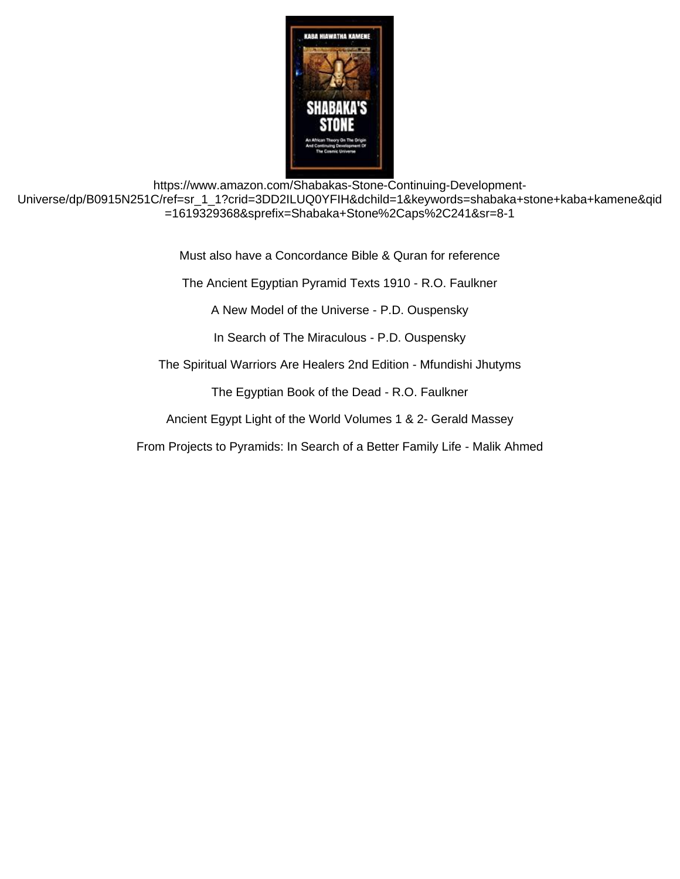https://www.amazon.com/Shabakas-Stone-Continuing-Development-Universe/dp/B0915N251C/ref=sr_1_1?crid=3DD2ILUQ0YFIH&dchild=1&keywords=shabaka+stone+kaba+kamene&qid=1619329368&sprefix=Shabaka+Stone%2Caps%2C241&sr=8-1

Must also have a Concordance Bible & Quran for reference

The Ancient Egyptian Pyramid Texts 1910 - R.O. Faulkner

A New Model of the Universe - P.D. Ouspensky

In Search of The Miraculous - P.D. Ouspensky

The Spiritual Warriors Are Healers 2nd Edition - Mfundishi Jhutyms

The Egyptian Book of the Dead - R.O. Faulkner

Ancient Egypt Light of the World Volumes 1 & 2- Gerald Massey

From Projects to Pyramids: In Search of a Better Family Life - Malik Ahmed